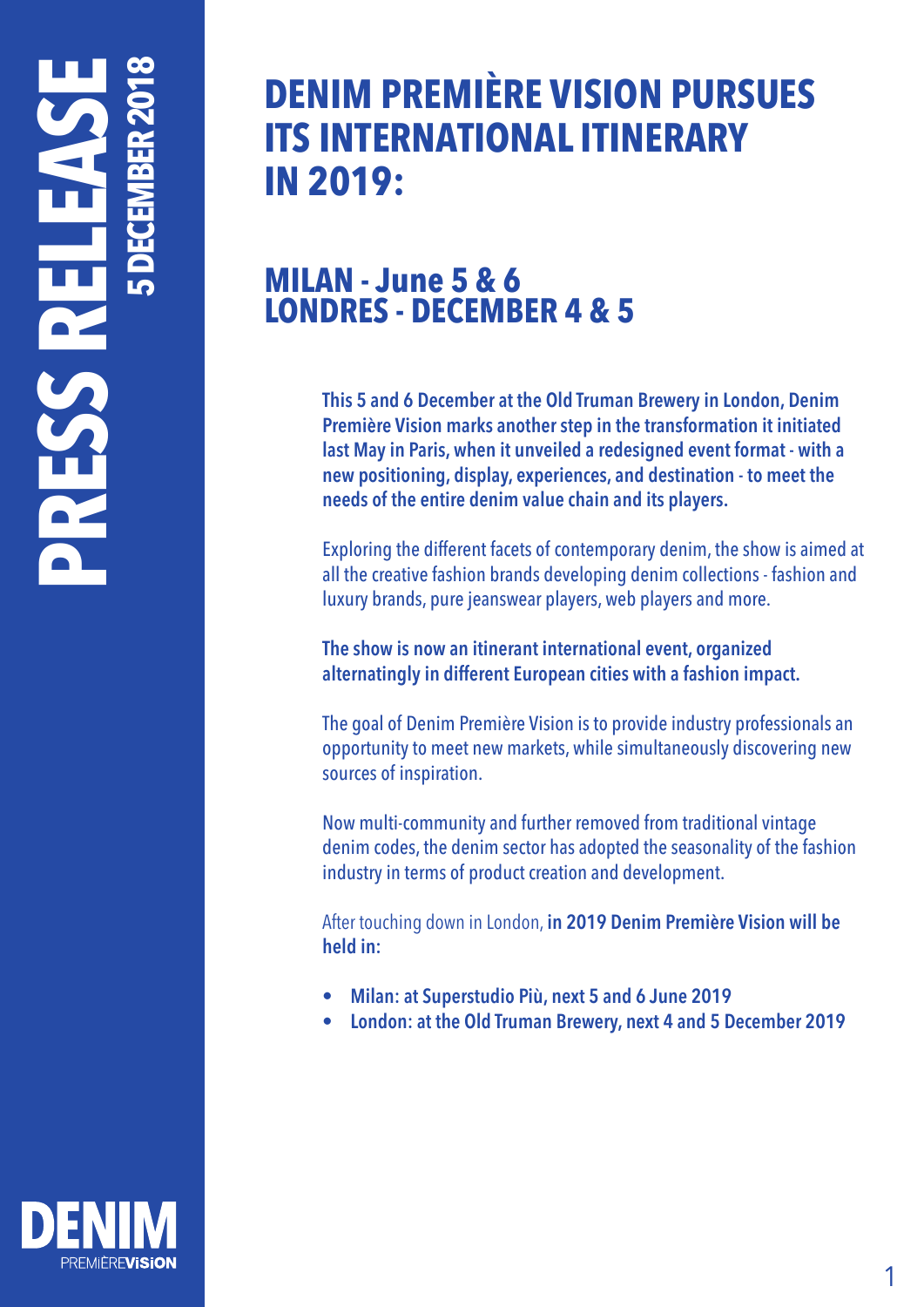PRESS RELEASE

5 DECEMBER 2018

# DENIM PREMIÈRE VISION PURSUES ITS INTERNATIONAL ITINERARY IN 2019:

## MILAN - June 5 & 6
## LONDRES - DECEMBER 4 & 5

**This 5 and 6 December at the Old Truman Brewery in London, Denim Première Vision marks another step in the transformation it initiated last May in Paris, when it unveiled a redesigned event format - with a new positioning, display, experiences, and destination - to meet the needs of the entire denim value chain and its players.**

Exploring the different facets of contemporary denim, the show is aimed at all the creative fashion brands developing denim collections - fashion and luxury brands, pure jeanswear players, web players and more.

**The show is now an itinerant international event, organized alternatingly in different European cities with a fashion impact.**

The goal of Denim Première Vision is to provide industry professionals an opportunity to meet new markets, while simultaneously discovering new sources of inspiration.

Now multi-community and further removed from traditional vintage denim codes, the denim sector has adopted the seasonality of the fashion industry in terms of product creation and development.

After touching down in London, **in 2019 Denim Première Vision will be held in:**

- **Milan: at Superstudio Più, next 5 and 6 June 2019**
- **London: at the Old Truman Brewery, next 4 and 5 December 2019**

DENIM PREMIÈREVISION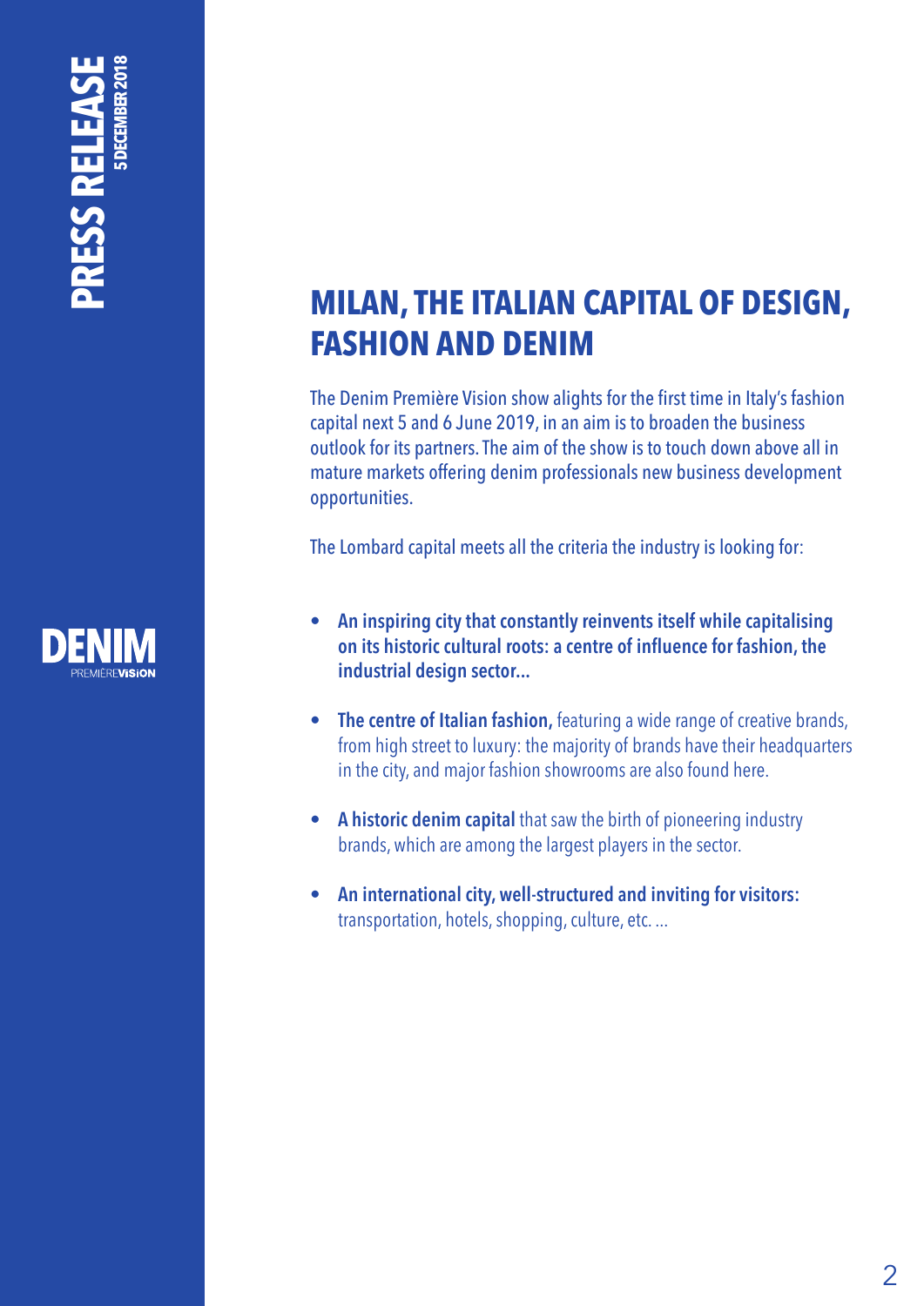# MILAN, THE ITALIAN CAPITAL OF DESIGN, FASHION AND DENIM

The Denim Première Vision show alights for the first time in Italy's fashion capital next 5 and 6 June 2019, in an aim is to broaden the business outlook for its partners. The aim of the show is to touch down above all in mature markets offering denim professionals new business development opportunities.

The Lombard capital meets all the criteria the industry is looking for:

- **An inspiring city that constantly reinvents itself while capitalising on its historic cultural roots: a centre of influence for fashion, the industrial design sector...**
- **The centre of Italian fashion,** featuring a wide range of creative brands, from high street to luxury: the majority of brands have their headquarters in the city, and major fashion showrooms are also found here.
- **A historic denim capital** that saw the birth of pioneering industry brands, which are among the largest players in the sector.
- **An international city, well-structured and inviting for visitors:** transportation, hotels, shopping, culture, etc. ...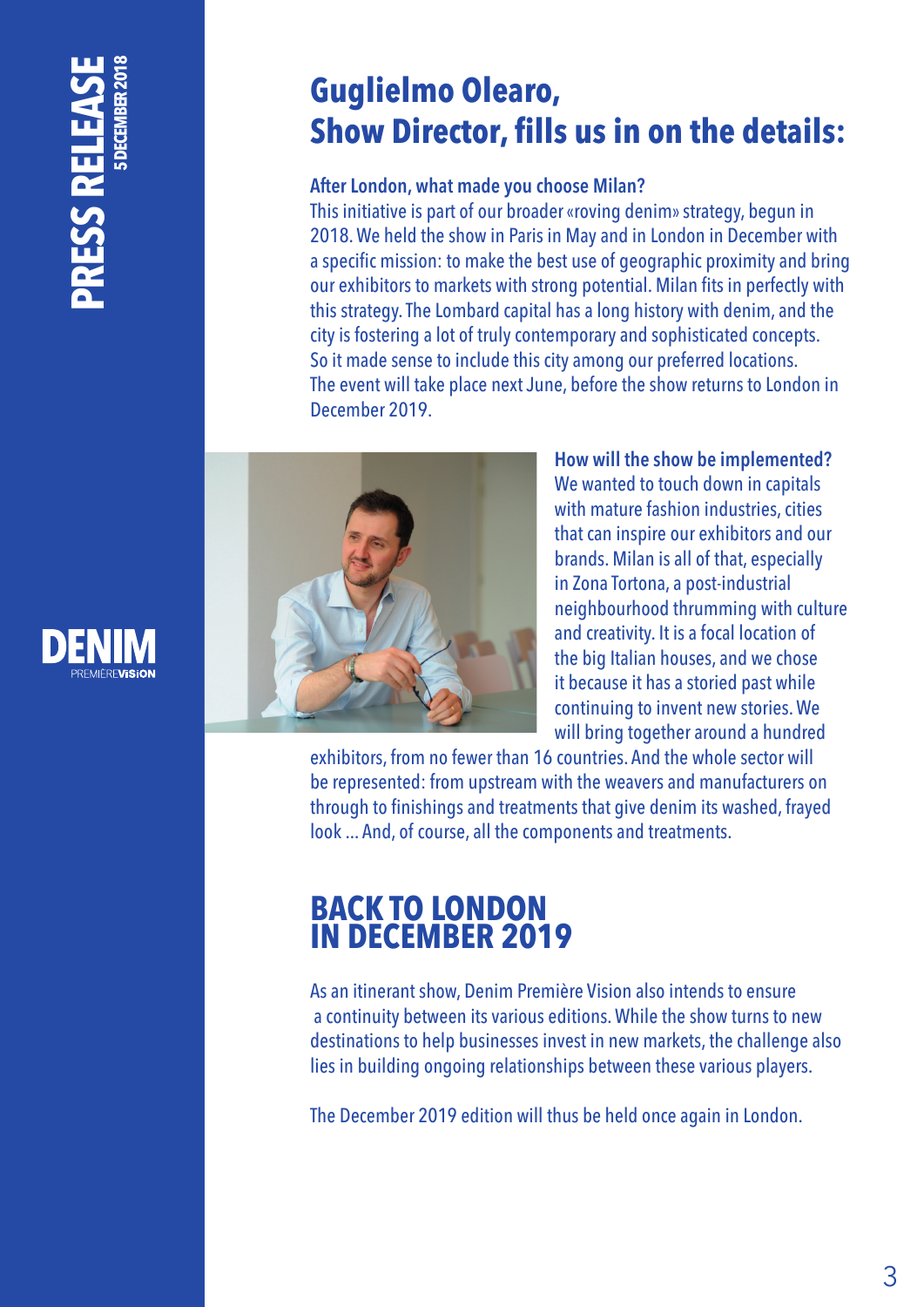## Guglielmo Olearo, Show Director, fills us in on the details:

**After London, what made you choose Milan?**

This initiative is part of our broader «roving denim» strategy, begun in 2018. We held the show in Paris in May and in London in December with a specific mission: to make the best use of geographic proximity and bring our exhibitors to markets with strong potential. Milan fits in perfectly with this strategy. The Lombard capital has a long history with denim, and the city is fostering a lot of truly contemporary and sophisticated concepts. So it made sense to include this city among our preferred locations. The event will take place next June, before the show returns to London in December 2019.

**How will the show be implemented?**

We wanted to touch down in capitals with mature fashion industries, cities that can inspire our exhibitors and our brands. Milan is all of that, especially in Zona Tortona, a post-industrial neighbourhood thrumming with culture and creativity. It is a focal location of the big Italian houses, and we chose it because it has a storied past while continuing to invent new stories. We will bring together around a hundred exhibitors, from no fewer than 16 countries. And the whole sector will be represented: from upstream with the weavers and manufacturers on through to finishings and treatments that give denim its washed, frayed look ... And, of course, all the components and treatments.

## BACK TO LONDON IN DECEMBER 2019

As an itinerant show, Denim Première Vision also intends to ensure a continuity between its various editions. While the show turns to new destinations to help businesses invest in new markets, the challenge also lies in building ongoing relationships between these various players.

The December 2019 edition will thus be held once again in London.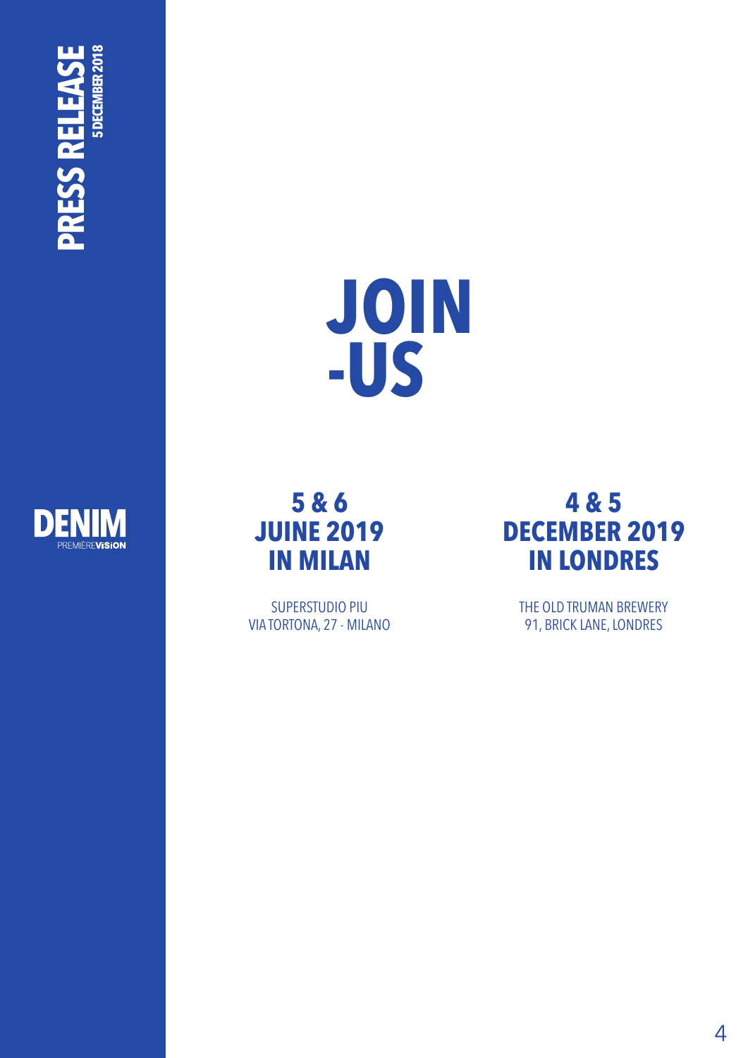**PRESS RELEASE**
**5 DECEMBER 2018**

# JOIN -US

DENIM PREMIÈREVISION

## 5 & 6 JUINE 2019 IN MILAN

SUPERSTUDIO PIU
VIA TORTONA, 27 - MILANO

## 4 & 5 DECEMBER 2019 IN LONDRES

THE OLD TRUMAN BREWERY
91, BRICK LANE, LONDRES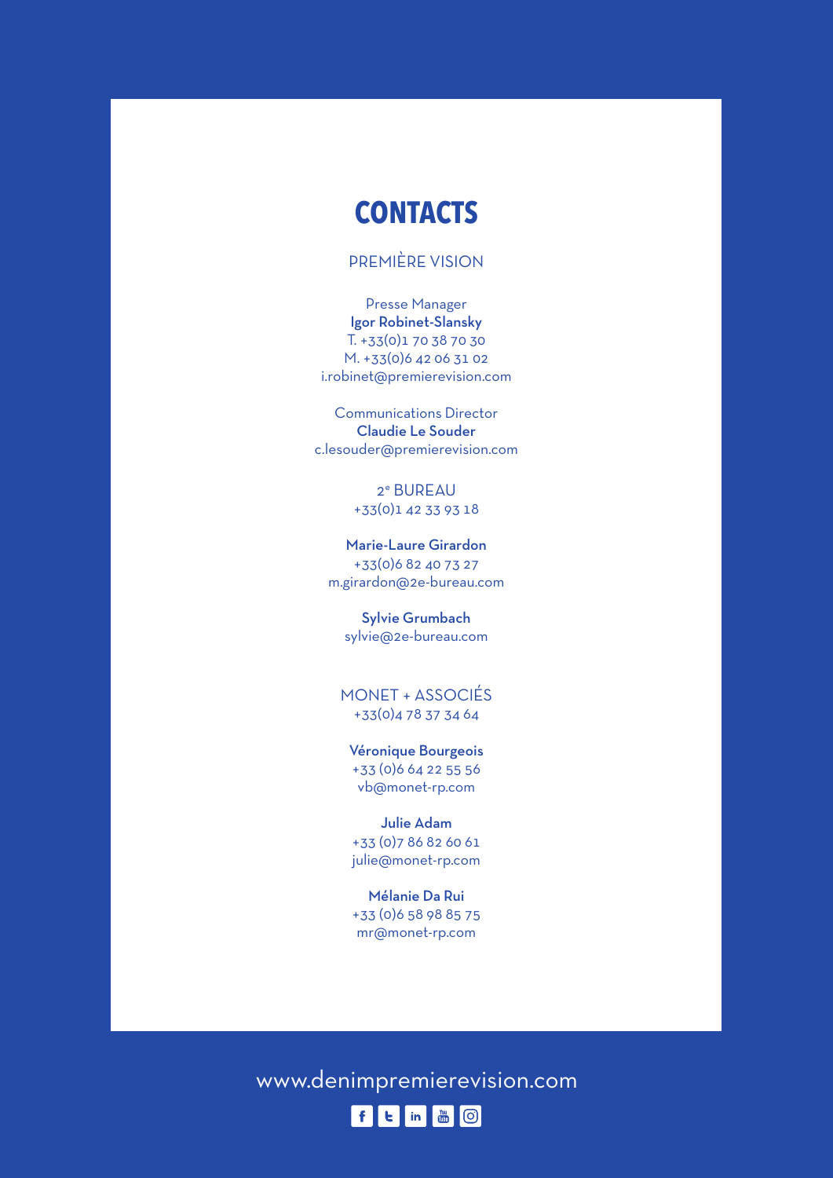# CONTACTS

## PREMIÈRE VISION

Presse Manager
**Igor Robinet-Slansky**
T. +33(0)1 70 38 70 30
M. +33(0)6 42 06 31 02
i.robinet@premierevision.com

Communications Director
**Claudie Le Souder**
c.lesouder@premierevision.com

## 2e BUREAU

+33(0)1 42 33 93 18

**Marie-Laure Girardon**
+33(0)6 82 40 73 27
m.girardon@2e-bureau.com

**Sylvie Grumbach**
sylvie@2e-bureau.com

## MONET + ASSOCIÉS

+33(0)4 78 37 34 64

**Véronique Bourgeois**
+33 (0)6 64 22 55 56
vb@monet-rp.com

**Julie Adam**
+33 (0)7 86 82 60 61
julie@monet-rp.com

**Mélanie Da Rui**
+33 (0)6 58 98 85 75
mr@monet-rp.com

www.denimpremierevision.com